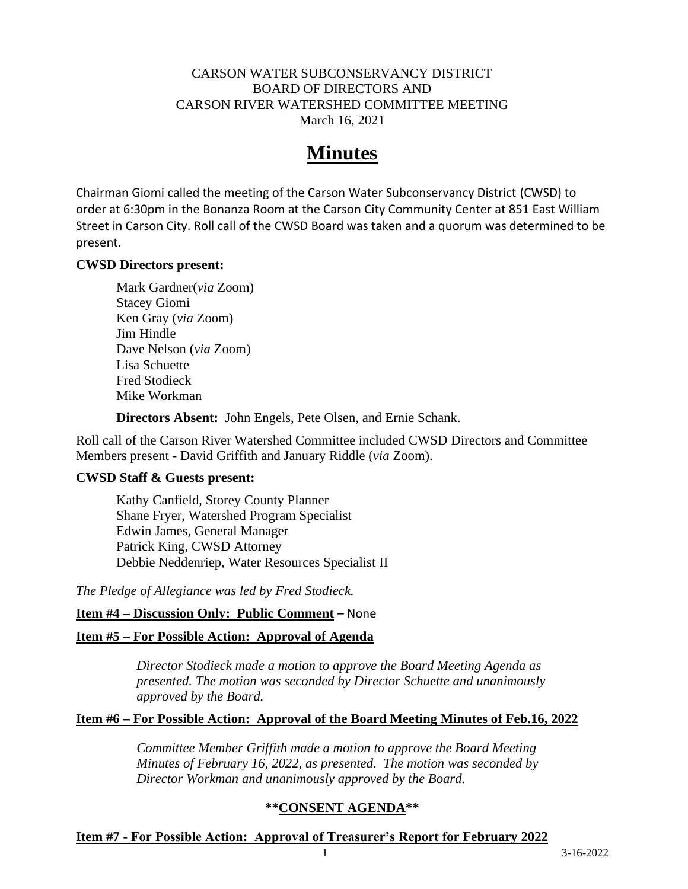CARSON WATER SUBCONSERVANCY DISTRICT
BOARD OF DIRECTORS AND
CARSON RIVER WATERSHED COMMITTEE MEETING
March 16, 2021

# Minutes

Chairman Giomi called the meeting of the Carson Water Subconservancy District (CWSD) to order at 6:30pm in the Bonanza Room at the Carson City Community Center at 851 East William Street in Carson City. Roll call of the CWSD Board was taken and a quorum was determined to be present.

**CWSD Directors present:**

Mark Gardner(*via* Zoom)
Stacey Giomi
Ken Gray (*via* Zoom)
Jim Hindle
Dave Nelson (*via* Zoom)
Lisa Schuette
Fred Stodieck
Mike Workman

**Directors Absent:** John Engels, Pete Olsen, and Ernie Schank.

Roll call of the Carson River Watershed Committee included CWSD Directors and Committee Members present - David Griffith and January Riddle (*via* Zoom).

**CWSD Staff & Guests present:**

Kathy Canfield, Storey County Planner
Shane Fryer, Watershed Program Specialist
Edwin James, General Manager
Patrick King, CWSD Attorney
Debbie Neddenriep, Water Resources Specialist II

*The Pledge of Allegiance was led by Fred Stodieck.*

**Item #4 – Discussion Only: Public Comment** – None

**Item #5 – For Possible Action: Approval of Agenda**

*Director Stodieck made a motion to approve the Board Meeting Agenda as presented. The motion was seconded by Director Schuette and unanimously approved by the Board.*

**Item #6 – For Possible Action: Approval of the Board Meeting Minutes of Feb.16, 2022**

*Committee Member Griffith made a motion to approve the Board Meeting Minutes of February 16, 2022, as presented. The motion was seconded by Director Workman and unanimously approved by the Board.*

**\*\*CONSENT AGENDA\*\***

**Item #7 - For Possible Action: Approval of Treasurer's Report for February 2022**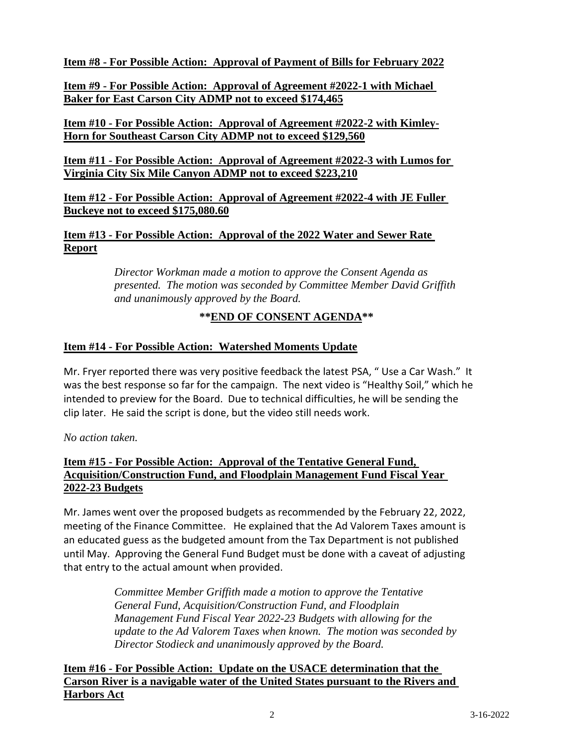**Item #8 - For Possible Action: Approval of Payment of Bills for February 2022**

**Item #9 - For Possible Action: Approval of Agreement #2022-1 with Michael Baker for East Carson City ADMP not to exceed $174,465**

**Item #10 - For Possible Action: Approval of Agreement #2022-2 with Kimley-Horn for Southeast Carson City ADMP not to exceed $129,560**

**Item #11 - For Possible Action: Approval of Agreement #2022-3 with Lumos for Virginia City Six Mile Canyon ADMP not to exceed $223,210**

**Item #12 - For Possible Action: Approval of Agreement #2022-4 with JE Fuller Buckeye not to exceed $175,080.60**

**Item #13 - For Possible Action: Approval of the 2022 Water and Sewer Rate Report**

> *Director Workman made a motion to approve the Consent Agenda as presented. The motion was seconded by Committee Member David Griffith and unanimously approved by the Board.*

**\*\*END OF CONSENT AGENDA\*\***

**Item #14 - For Possible Action: Watershed Moments Update**

Mr. Fryer reported there was very positive feedback the latest PSA, " Use a Car Wash." It was the best response so far for the campaign. The next video is "Healthy Soil," which he intended to preview for the Board. Due to technical difficulties, he will be sending the clip later. He said the script is done, but the video still needs work.

*No action taken.*

**Item #15 - For Possible Action: Approval of the Tentative General Fund, Acquisition/Construction Fund, and Floodplain Management Fund Fiscal Year 2022-23 Budgets**

Mr. James went over the proposed budgets as recommended by the February 22, 2022, meeting of the Finance Committee. He explained that the Ad Valorem Taxes amount is an educated guess as the budgeted amount from the Tax Department is not published until May. Approving the General Fund Budget must be done with a caveat of adjusting that entry to the actual amount when provided.

> *Committee Member Griffith made a motion to approve the Tentative General Fund, Acquisition/Construction Fund, and Floodplain Management Fund Fiscal Year 2022-23 Budgets with allowing for the update to the Ad Valorem Taxes when known. The motion was seconded by Director Stodieck and unanimously approved by the Board.*

**Item #16 - For Possible Action: Update on the USACE determination that the Carson River is a navigable water of the United States pursuant to the Rivers and Harbors Act**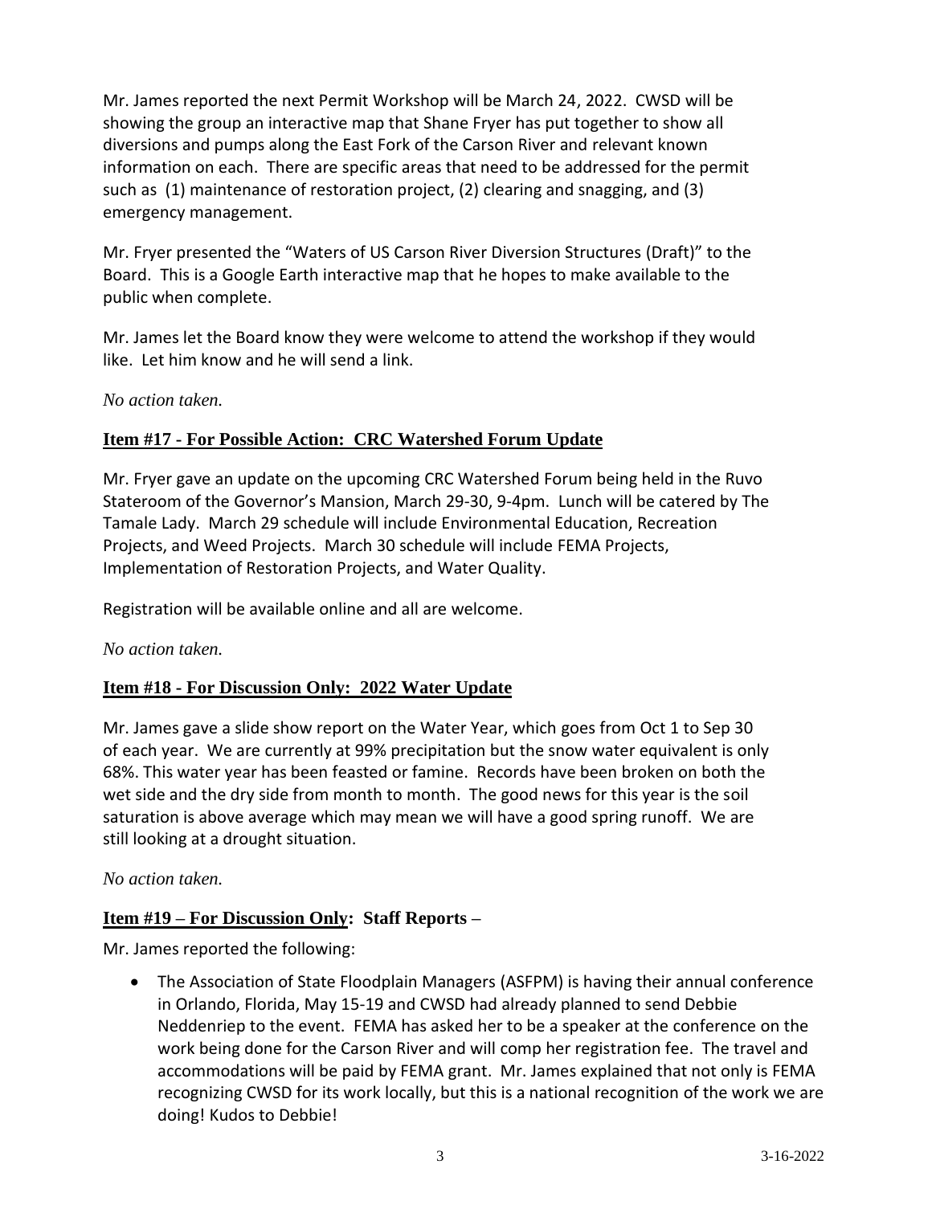Mr. James reported the next Permit Workshop will be March 24, 2022. CWSD will be showing the group an interactive map that Shane Fryer has put together to show all diversions and pumps along the East Fork of the Carson River and relevant known information on each. There are specific areas that need to be addressed for the permit such as (1) maintenance of restoration project, (2) clearing and snagging, and (3) emergency management.

Mr. Fryer presented the "Waters of US Carson River Diversion Structures (Draft)" to the Board. This is a Google Earth interactive map that he hopes to make available to the public when complete.

Mr. James let the Board know they were welcome to attend the workshop if they would like. Let him know and he will send a link.

*No action taken.*

## **Item #17 - For Possible Action: CRC Watershed Forum Update**

Mr. Fryer gave an update on the upcoming CRC Watershed Forum being held in the Ruvo Stateroom of the Governor's Mansion, March 29-30, 9-4pm. Lunch will be catered by The Tamale Lady. March 29 schedule will include Environmental Education, Recreation Projects, and Weed Projects. March 30 schedule will include FEMA Projects, Implementation of Restoration Projects, and Water Quality.

Registration will be available online and all are welcome.

*No action taken.*

## **Item #18 - For Discussion Only: 2022 Water Update**

Mr. James gave a slide show report on the Water Year, which goes from Oct 1 to Sep 30 of each year. We are currently at 99% precipitation but the snow water equivalent is only 68%. This water year has been feasted or famine. Records have been broken on both the wet side and the dry side from month to month. The good news for this year is the soil saturation is above average which may mean we will have a good spring runoff. We are still looking at a drought situation.

*No action taken.*

## **Item #19 – For Discussion Only: Staff Reports –**

Mr. James reported the following:

- The Association of State Floodplain Managers (ASFPM) is having their annual conference in Orlando, Florida, May 15-19 and CWSD had already planned to send Debbie Neddenriep to the event. FEMA has asked her to be a speaker at the conference on the work being done for the Carson River and will comp her registration fee. The travel and accommodations will be paid by FEMA grant. Mr. James explained that not only is FEMA recognizing CWSD for its work locally, but this is a national recognition of the work we are doing! Kudos to Debbie!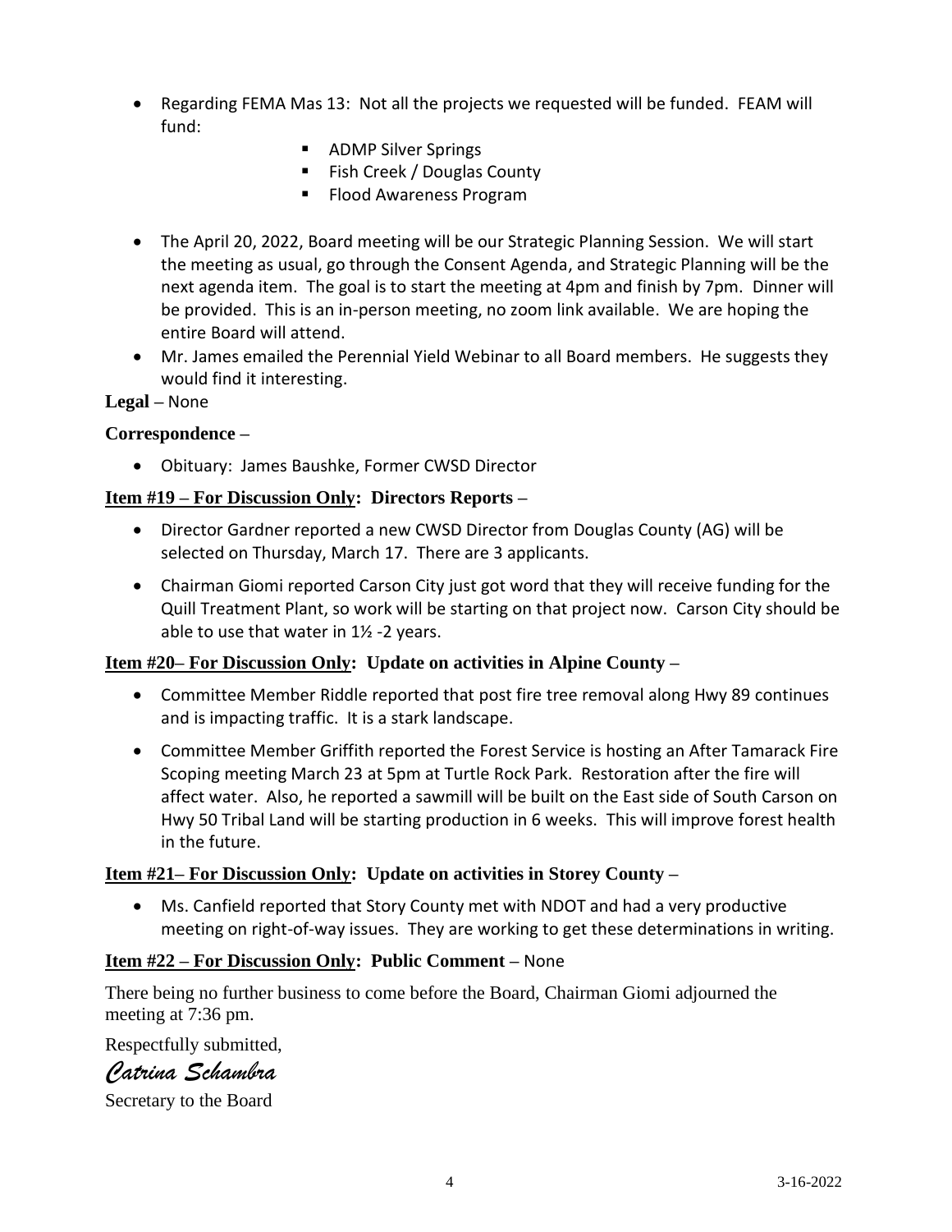- Regarding FEMA Mas 13: Not all the projects we requested will be funded. FEAM will fund:
  - ADMP Silver Springs
  - Fish Creek / Douglas County
  - Flood Awareness Program
- The April 20, 2022, Board meeting will be our Strategic Planning Session. We will start the meeting as usual, go through the Consent Agenda, and Strategic Planning will be the next agenda item. The goal is to start the meeting at 4pm and finish by 7pm. Dinner will be provided. This is an in-person meeting, no zoom link available. We are hoping the entire Board will attend.
- Mr. James emailed the Perennial Yield Webinar to all Board members. He suggests they would find it interesting.

**Legal** – None

**Correspondence** –

- Obituary: James Baushke, Former CWSD Director

**Item #19 – For Discussion Only: Directors Reports** –

- Director Gardner reported a new CWSD Director from Douglas County (AG) will be selected on Thursday, March 17. There are 3 applicants.
- Chairman Giomi reported Carson City just got word that they will receive funding for the Quill Treatment Plant, so work will be starting on that project now. Carson City should be able to use that water in 1½ -2 years.

**Item #20– For Discussion Only: Update on activities in Alpine County** –

- Committee Member Riddle reported that post fire tree removal along Hwy 89 continues and is impacting traffic. It is a stark landscape.
- Committee Member Griffith reported the Forest Service is hosting an After Tamarack Fire Scoping meeting March 23 at 5pm at Turtle Rock Park. Restoration after the fire will affect water. Also, he reported a sawmill will be built on the East side of South Carson on Hwy 50 Tribal Land will be starting production in 6 weeks. This will improve forest health in the future.

**Item #21– For Discussion Only: Update on activities in Storey County** –

- Ms. Canfield reported that Story County met with NDOT and had a very productive meeting on right-of-way issues. They are working to get these determinations in writing.

**Item #22 – For Discussion Only: Public Comment** – None

There being no further business to come before the Board, Chairman Giomi adjourned the meeting at 7:36 pm.

Respectfully submitted,

*Catrina Schambra*

Secretary to the Board